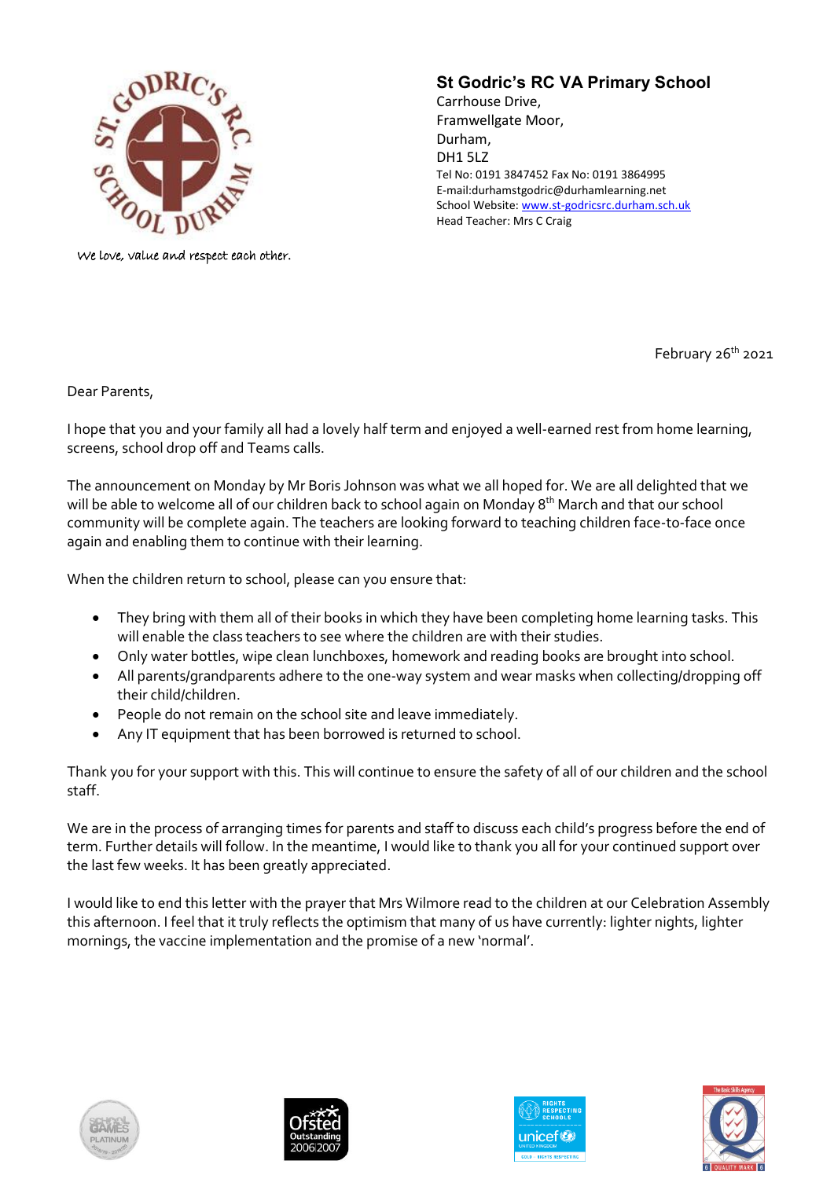We love, value and respect each other.

**St Godric's RC VA Primary School**
Carrhouse Drive,
Framwellgate Moor,
Durham,
DH1 5LZ
Tel No: 0191 3847452 Fax No: 0191 3864995
E-mail:durhamstgodric@durhamlearning.net
School Website: www.st-godricsrc.durham.sch.uk
Head Teacher: Mrs C Craig

February 26th 2021

Dear Parents,

I hope that you and your family all had a lovely half term and enjoyed a well-earned rest from home learning, screens, school drop off and Teams calls.

The announcement on Monday by Mr Boris Johnson was what we all hoped for. We are all delighted that we will be able to welcome all of our children back to school again on Monday 8th March and that our school community will be complete again. The teachers are looking forward to teaching children face-to-face once again and enabling them to continue with their learning.

When the children return to school, please can you ensure that:

- They bring with them all of their books in which they have been completing home learning tasks. This will enable the class teachers to see where the children are with their studies.
- Only water bottles, wipe clean lunchboxes, homework and reading books are brought into school.
- All parents/grandparents adhere to the one-way system and wear masks when collecting/dropping off their child/children.
- People do not remain on the school site and leave immediately.
- Any IT equipment that has been borrowed is returned to school.

Thank you for your support with this. This will continue to ensure the safety of all of our children and the school staff.

We are in the process of arranging times for parents and staff to discuss each child's progress before the end of term. Further details will follow. In the meantime, I would like to thank you all for your continued support over the last few weeks. It has been greatly appreciated.

I would like to end this letter with the prayer that Mrs Wilmore read to the children at our Celebration Assembly this afternoon. I feel that it truly reflects the optimism that many of us have currently: lighter nights, lighter mornings, the vaccine implementation and the promise of a new 'normal'.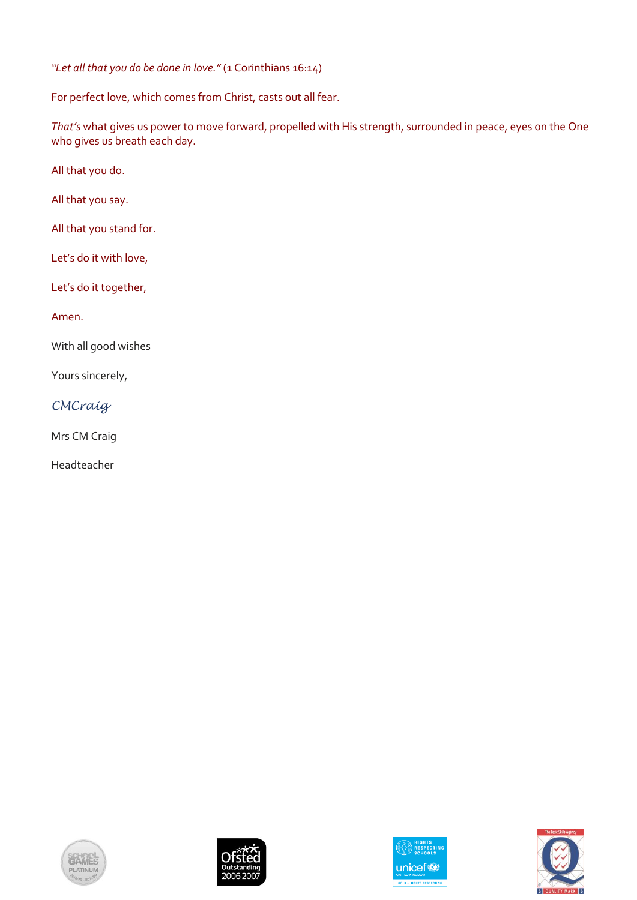*"Let all that you do be done in love."* (1 Corinthians 16:14)

For perfect love, which comes from Christ, casts out all fear.

*That's* what gives us power to move forward, propelled with His strength, surrounded in peace, eyes on the One who gives us breath each day.

All that you do.

All that you say.

All that you stand for.

Let's do it with love,

Let's do it together,

Amen.

With all good wishes

Yours sincerely,

*CMCraig*

Mrs CM Craig

Headteacher